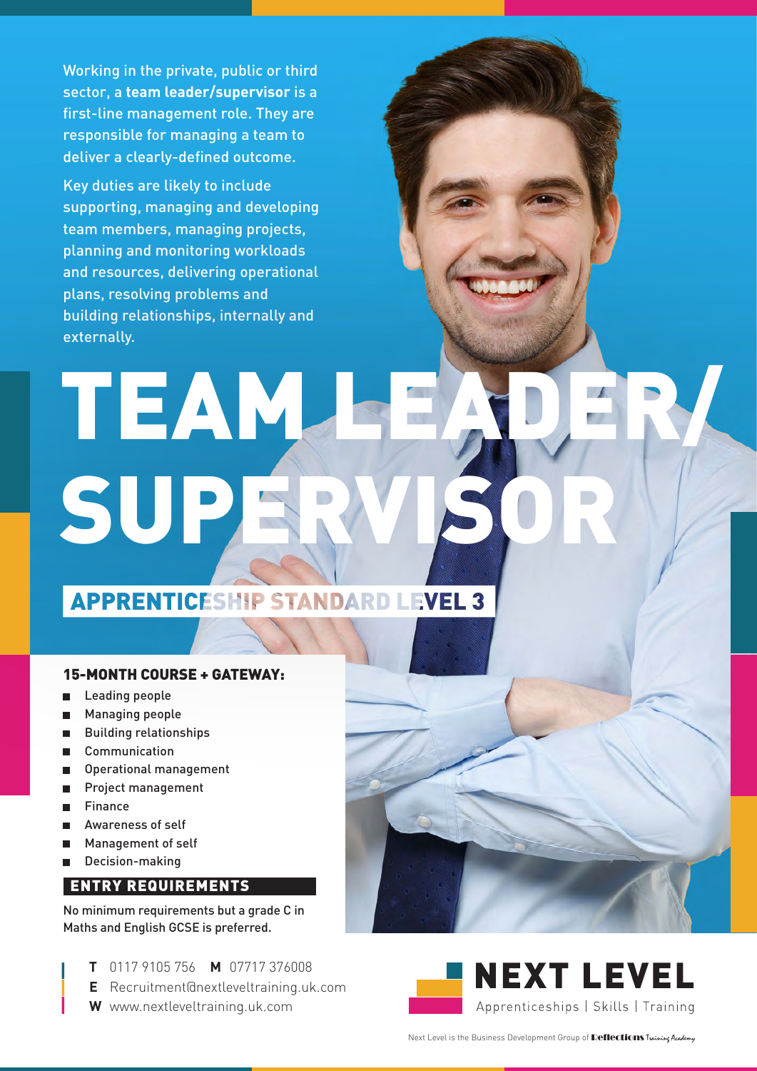Working in the private, public or third sector, a **team leader/supervisor** is a first-line management role. They are responsible for managing a team to deliver a clearly-defined outcome.

Key duties are likely to include supporting, managing and developing team members, managing projects, planning and monitoring workloads and resources, delivering operational plans, resolving problems and building relationships, internally and externally.

# TEAM LEADER/ SUPERVISOR

## APPRENTICESHIP STANDARD LEVEL 3

### 15-MONTH COURSE + GATEWAY:

- Leading people
- Managing people
- Building relationships
- Communication
- Operational management
- Project management
- Finance
- Awareness of self
- Management of self
- Decision-making

### ENTRY REQUIREMENTS

No minimum requirements but a grade C in Maths and English GCSE is preferred.

**T** 0117 9105 756 **M** 07717 376008
**E** Recruitment@nextleveltraining.uk.com
**W** www.nextleveltraining.uk.com

**NEXT LEVEL**
Apprenticeships | Skills | Training

Next Level is the Business Development Group of Reflections Training Academy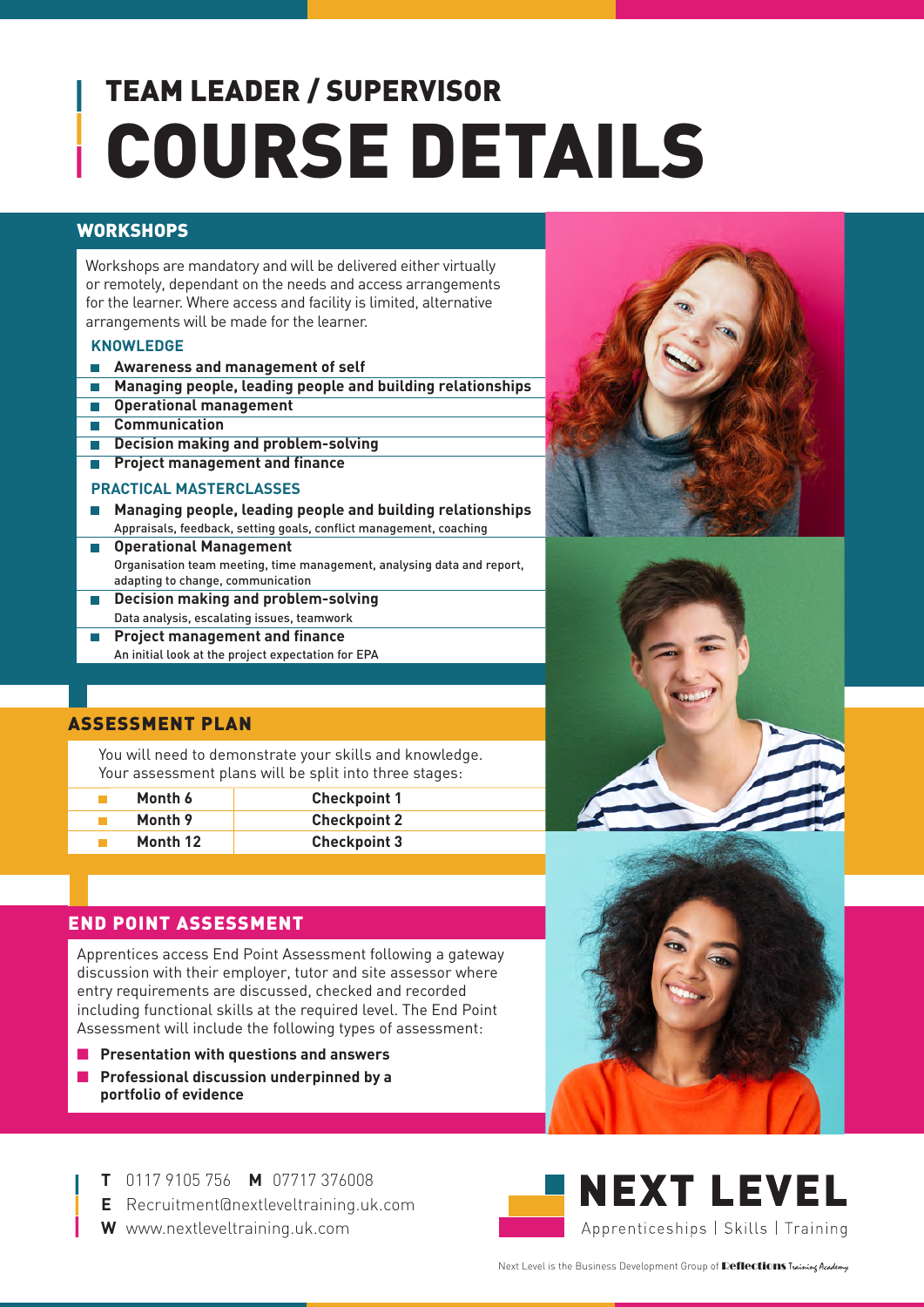# TEAM LEADER / SUPERVISOR
# COURSE DETAILS

## WORKSHOPS

Workshops are mandatory and will be delivered either virtually or remotely, dependant on the needs and access arrangements for the learner. Where access and facility is limited, alternative arrangements will be made for the learner.

### KNOWLEDGE

- **Awareness and management of self**
- **Managing people, leading people and building relationships**
- **Operational management**
- **Communication**
- **Decision making and problem-solving**
- **Project management and finance**

### PRACTICAL MASTERCLASSES

- **Managing people, leading people and building relationships**
  Appraisals, feedback, setting goals, conflict management, coaching
- **Operational Management**
  Organisation team meeting, time management, analysing data and report, adapting to change, communication
- **Decision making and problem-solving**
  Data analysis, escalating issues, teamwork
- **Project management and finance**
  An initial look at the project expectation for EPA

## ASSESSMENT PLAN

You will need to demonstrate your skills and knowledge. Your assessment plans will be split into three stages:

| | |
|---|---|
| **Month 6** | **Checkpoint 1** |
| **Month 9** | **Checkpoint 2** |
| **Month 12** | **Checkpoint 3** |

## END POINT ASSESSMENT

Apprentices access End Point Assessment following a gateway discussion with their employer, tutor and site assessor where entry requirements are discussed, checked and recorded including functional skills at the required level. The End Point Assessment will include the following types of assessment:

- **Presentation with questions and answers**
- **Professional discussion underpinned by a portfolio of evidence**

**T** 0117 9105 756 **M** 07717 376008
**E** Recruitment@nextleveltraining.uk.com
**W** www.nextleveltraining.uk.com

**NEXT LEVEL**
Apprenticeships | Skills | Training

Next Level is the Business Development Group of Reflections Training Academy